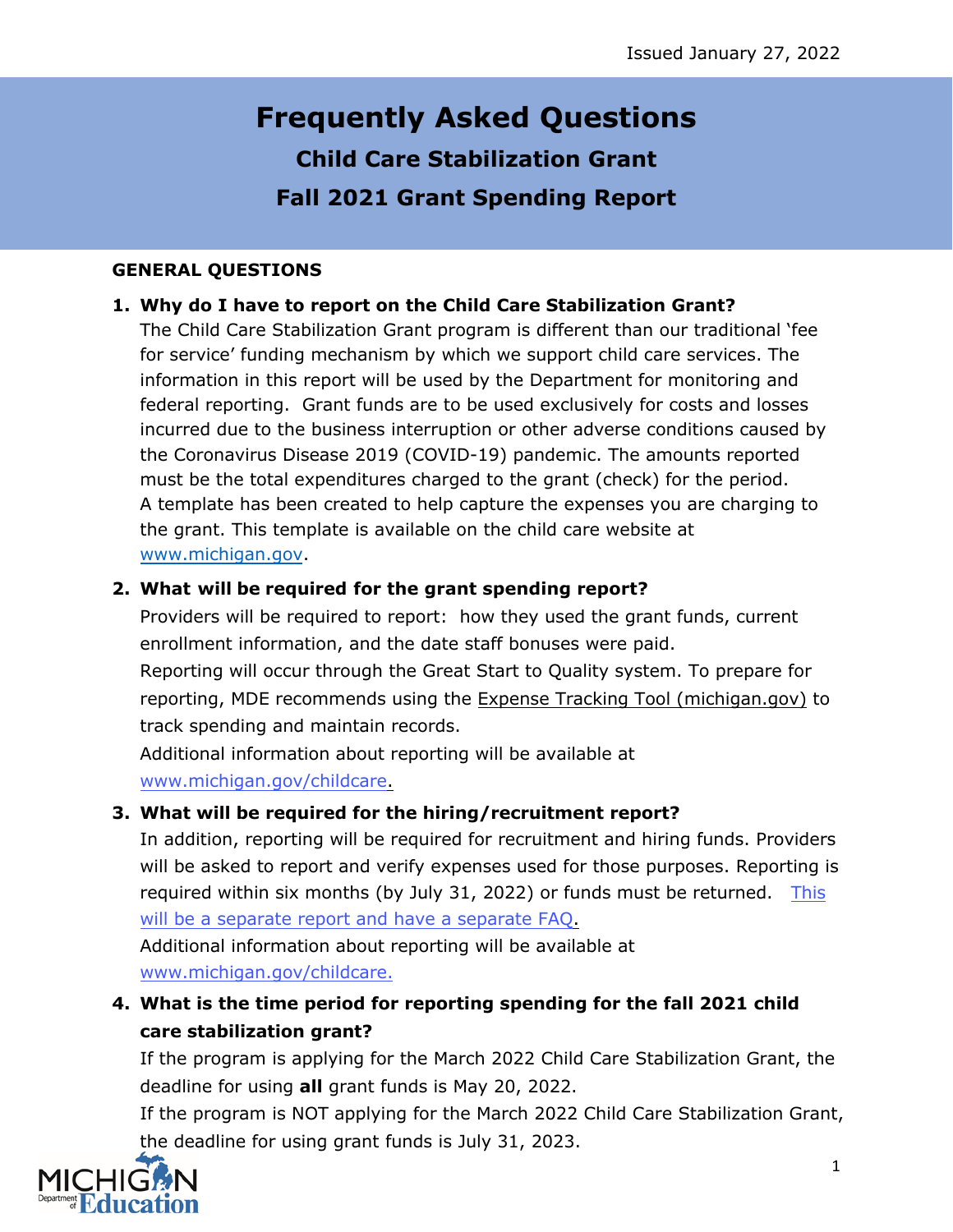Issued January 27, 2022

# Frequently Asked Questions

## Child Care Stabilization Grant

## Fall 2021 Grant Spending Report

### GENERAL QUESTIONS

1. **Why do I have to report on the Child Care Stabilization Grant?**
   The Child Care Stabilization Grant program is different than our traditional 'fee for service' funding mechanism by which we support child care services. The information in this report will be used by the Department for monitoring and federal reporting. Grant funds are to be used exclusively for costs and losses incurred due to the business interruption or other adverse conditions caused by the Coronavirus Disease 2019 (COVID-19) pandemic. The amounts reported must be the total expenditures charged to the grant (check) for the period. A template has been created to help capture the expenses you are charging to the grant. This template is available on the child care website at www.michigan.gov.

2. **What will be required for the grant spending report?**
   Providers will be required to report: how they used the grant funds, current enrollment information, and the date staff bonuses were paid.
   Reporting will occur through the Great Start to Quality system. To prepare for reporting, MDE recommends using the Expense Tracking Tool (michigan.gov) to track spending and maintain records.
   Additional information about reporting will be available at www.michigan.gov/childcare.

3. **What will be required for the hiring/recruitment report?**
   In addition, reporting will be required for recruitment and hiring funds. Providers will be asked to report and verify expenses used for those purposes. Reporting is required within six months (by July 31, 2022) or funds must be returned. This will be a separate report and have a separate FAQ.
   Additional information about reporting will be available at www.michigan.gov/childcare.

4. **What is the time period for reporting spending for the fall 2021 child care stabilization grant?**
   If the program is applying for the March 2022 Child Care Stabilization Grant, the deadline for using **all** grant funds is May 20, 2022.
   If the program is NOT applying for the March 2022 Child Care Stabilization Grant, the deadline for using grant funds is July 31, 2023.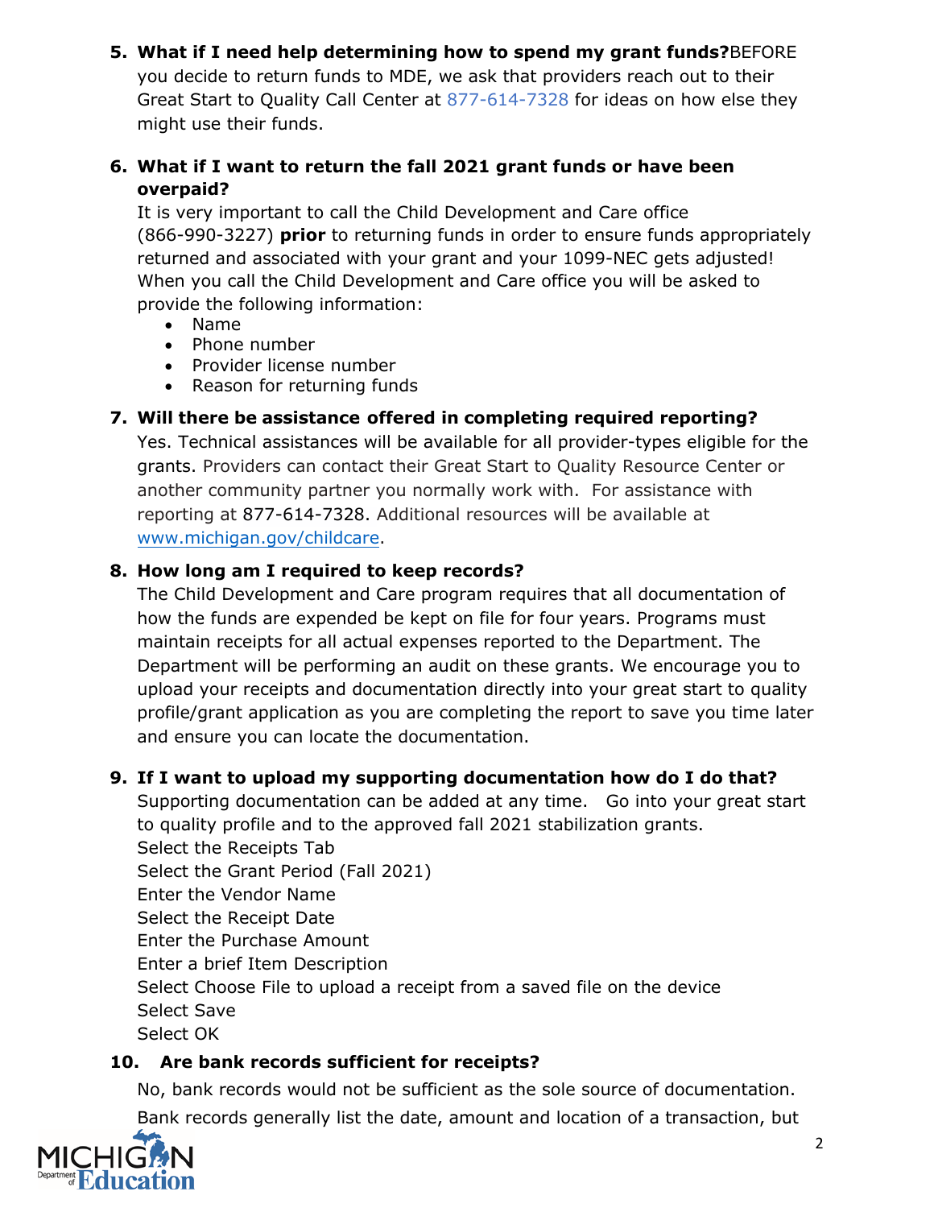5. **What if I need help determining how to spend my grant funds?**BEFORE you decide to return funds to MDE, we ask that providers reach out to their Great Start to Quality Call Center at 877-614-7328 for ideas on how else they might use their funds.

6. **What if I want to return the fall 2021 grant funds or have been overpaid?**
   It is very important to call the Child Development and Care office (866-990-3227) **prior** to returning funds in order to ensure funds appropriately returned and associated with your grant and your 1099-NEC gets adjusted! When you call the Child Development and Care office you will be asked to provide the following information:
   - Name
   - Phone number
   - Provider license number
   - Reason for returning funds

7. **Will there be assistance offered in completing required reporting?**
   Yes. Technical assistances will be available for all provider-types eligible for the grants. Providers can contact their Great Start to Quality Resource Center or another community partner you normally work with. For assistance with reporting at 877-614-7328. Additional resources will be available at [www.michigan.gov/childcare](www.michigan.gov/childcare).

8. **How long am I required to keep records?**
   The Child Development and Care program requires that all documentation of how the funds are expended be kept on file for four years. Programs must maintain receipts for all actual expenses reported to the Department. The Department will be performing an audit on these grants. We encourage you to upload your receipts and documentation directly into your great start to quality profile/grant application as you are completing the report to save you time later and ensure you can locate the documentation.

9. **If I want to upload my supporting documentation how do I do that?**
   Supporting documentation can be added at any time. Go into your great start to quality profile and to the approved fall 2021 stabilization grants.
   Select the Receipts Tab
   Select the Grant Period (Fall 2021)
   Enter the Vendor Name
   Select the Receipt Date
   Enter the Purchase Amount
   Enter a brief Item Description
   Select Choose File to upload a receipt from a saved file on the device
   Select Save
   Select OK

10. **Are bank records sufficient for receipts?**
    No, bank records would not be sufficient as the sole source of documentation. Bank records generally list the date, amount and location of a transaction, but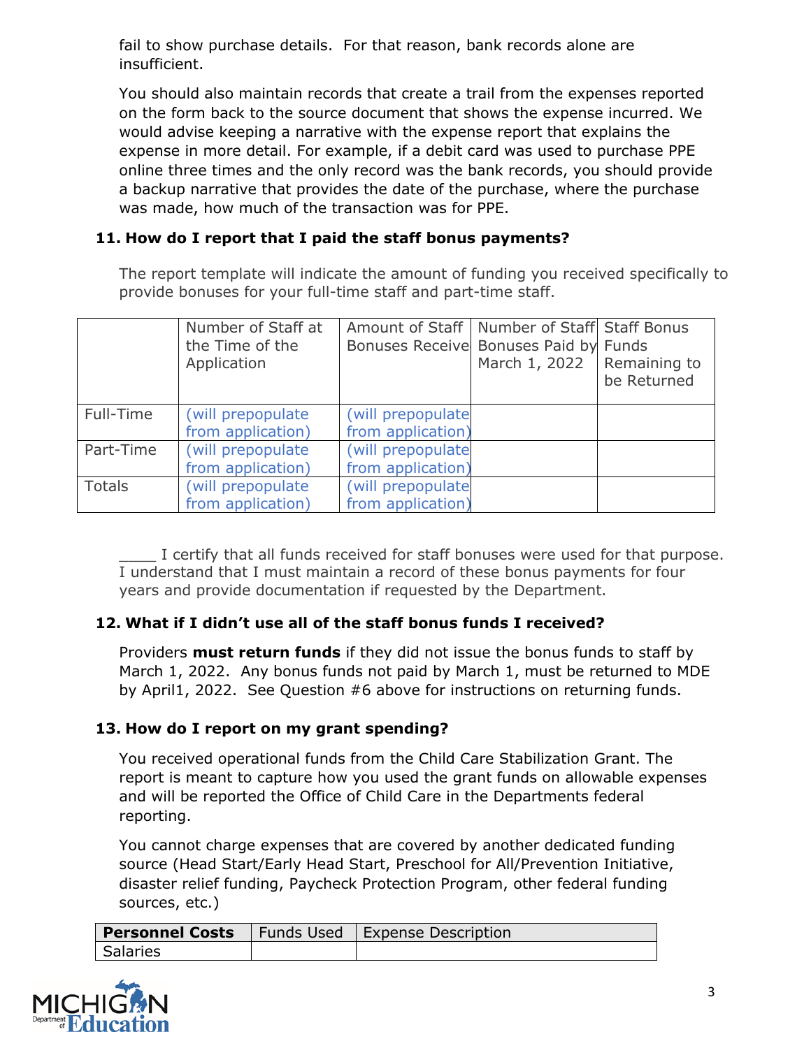fail to show purchase details. For that reason, bank records alone are insufficient.

You should also maintain records that create a trail from the expenses reported on the form back to the source document that shows the expense incurred. We would advise keeping a narrative with the expense report that explains the expense in more detail. For example, if a debit card was used to purchase PPE online three times and the only record was the bank records, you should provide a backup narrative that provides the date of the purchase, where the purchase was made, how much of the transaction was for PPE.

### 11. How do I report that I paid the staff bonus payments?

The report template will indicate the amount of funding you received specifically to provide bonuses for your full-time staff and part-time staff.

| | Number of Staff at the Time of the Application | Amount of Staff Bonuses Receive | Number of Staff Bonuses Paid by March 1, 2022 | Staff Bonus Funds Remaining to be Returned |
|---|---|---|---|---|
| Full-Time | (will prepopulate from application) | (will prepopulate from application) | | |
| Part-Time | (will prepopulate from application) | (will prepopulate from application) | | |
| Totals | (will prepopulate from application) | (will prepopulate from application) | | |

____ I certify that all funds received for staff bonuses were used for that purpose. I understand that I must maintain a record of these bonus payments for four years and provide documentation if requested by the Department.

### 12. What if I didn't use all of the staff bonus funds I received?

Providers **must return funds** if they did not issue the bonus funds to staff by March 1, 2022. Any bonus funds not paid by March 1, must be returned to MDE by April1, 2022. See Question #6 above for instructions on returning funds.

### 13. How do I report on my grant spending?

You received operational funds from the Child Care Stabilization Grant. The report is meant to capture how you used the grant funds on allowable expenses and will be reported the Office of Child Care in the Departments federal reporting.

You cannot charge expenses that are covered by another dedicated funding source (Head Start/Early Head Start, Preschool for All/Prevention Initiative, disaster relief funding, Paycheck Protection Program, other federal funding sources, etc.)

| **Personnel Costs** | Funds Used | Expense Description |
|---|---|---|
| Salaries | | |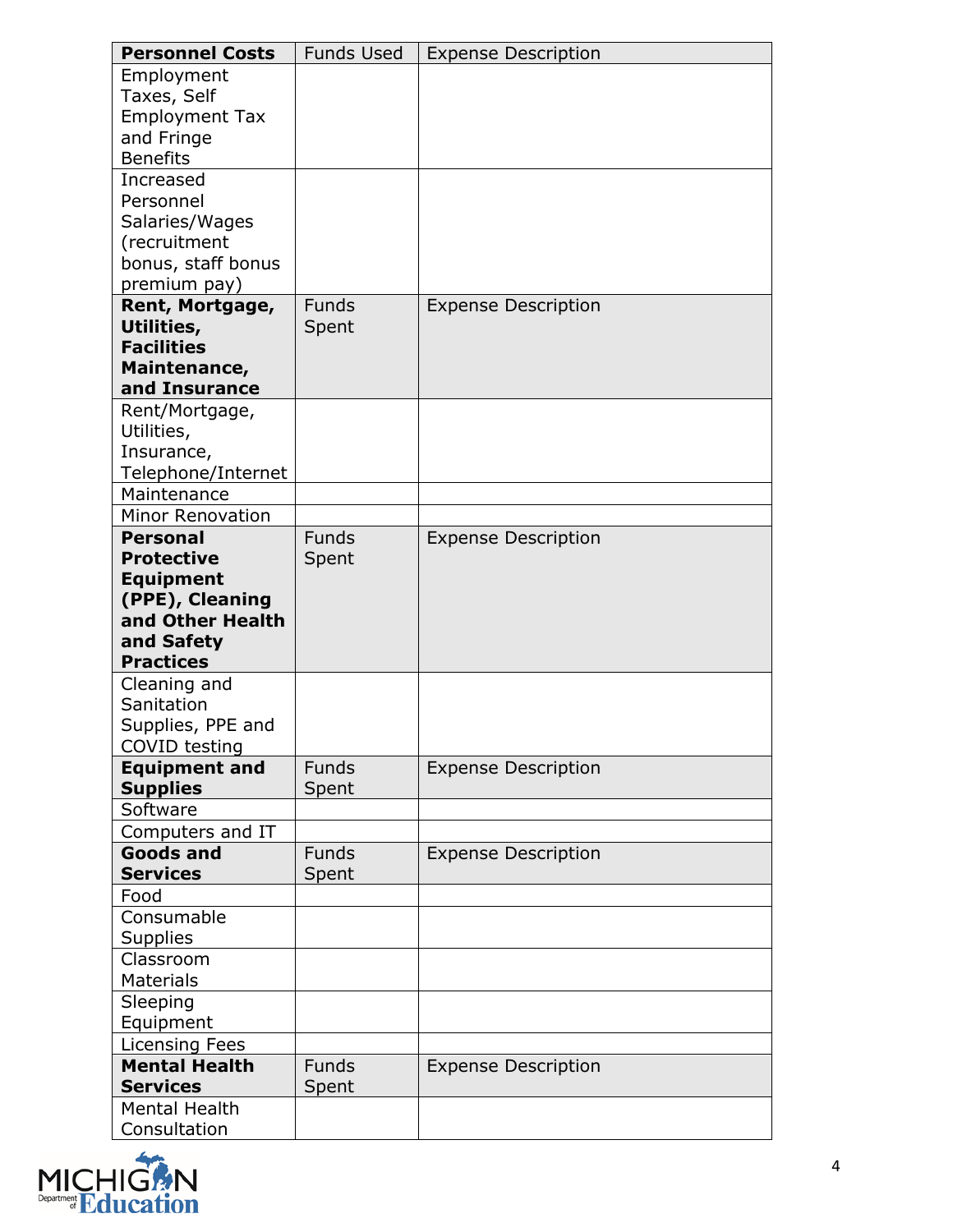| **Personnel Costs** | Funds Used | Expense Description |
|---|---|---|
| Employment Taxes, Self Employment Tax and Fringe Benefits | | |
| Increased Personnel Salaries/Wages (recruitment bonus, staff bonus premium pay) | | |
| **Rent, Mortgage, Utilities, Facilities Maintenance, and Insurance** | Funds Spent | Expense Description |
| Rent/Mortgage, Utilities, Insurance, Telephone/Internet | | |
| Maintenance | | |
| Minor Renovation | | |
| **Personal Protective Equipment (PPE), Cleaning and Other Health and Safety Practices** | Funds Spent | Expense Description |
| Cleaning and Sanitation Supplies, PPE and COVID testing | | |
| **Equipment and Supplies** | Funds Spent | Expense Description |
| Software | | |
| Computers and IT | | |
| **Goods and Services** | Funds Spent | Expense Description |
| Food | | |
| Consumable Supplies | | |
| Classroom Materials | | |
| Sleeping Equipment | | |
| Licensing Fees | | |
| **Mental Health Services** | Funds Spent | Expense Description |
| Mental Health Consultation | | |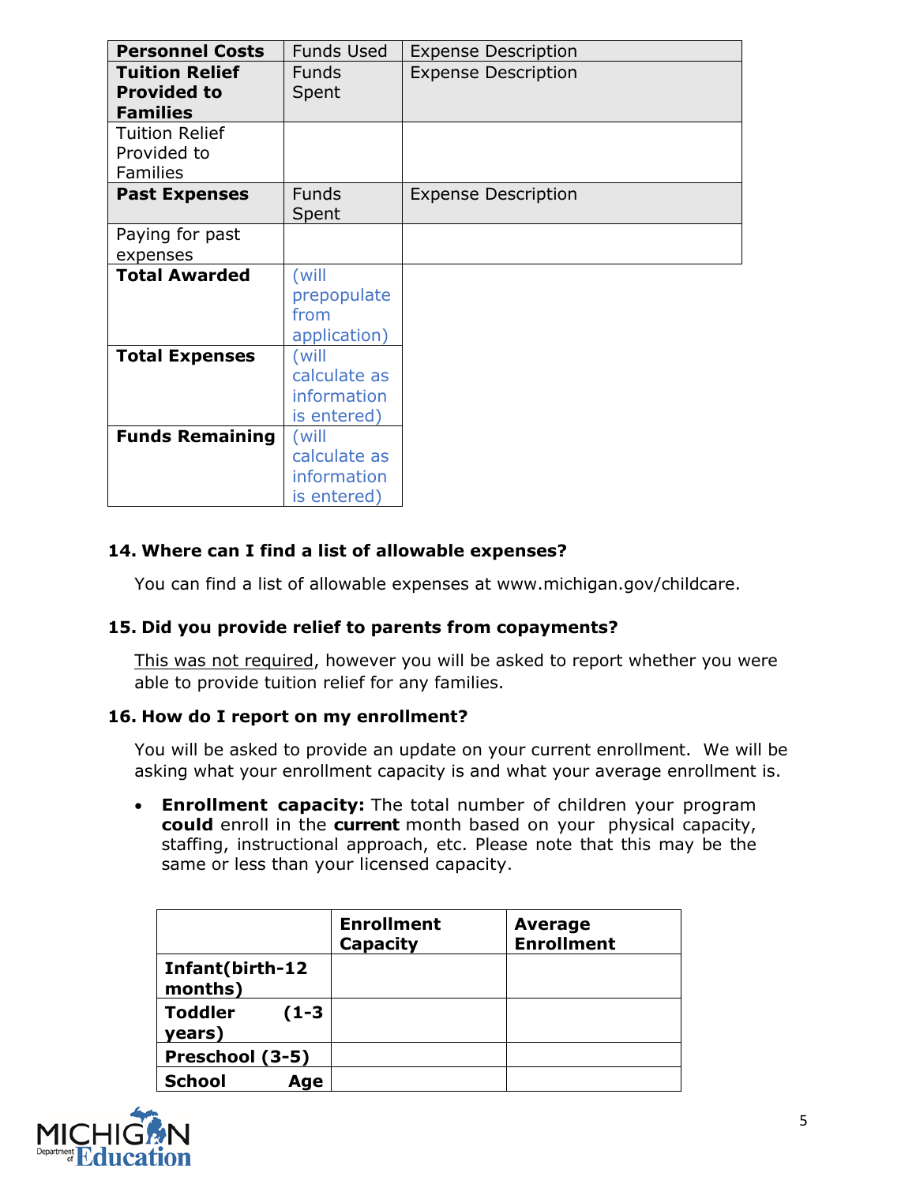| **Personnel Costs** | Funds Used | Expense Description |
|---|---|---|
| **Tuition Relief Provided to Families** | Funds Spent | Expense Description |
| Tuition Relief Provided to Families | | |
| **Past Expenses** | Funds Spent | Expense Description |
| Paying for past expenses | | |
| **Total Awarded** | (will prepopulate from application) | |
| **Total Expenses** | (will calculate as information is entered) | |
| **Funds Remaining** | (will calculate as information is entered) | |

**14. Where can I find a list of allowable expenses?**

You can find a list of allowable expenses at www.michigan.gov/childcare.

**15. Did you provide relief to parents from copayments?**

This was not required, however you will be asked to report whether you were able to provide tuition relief for any families.

**16. How do I report on my enrollment?**

You will be asked to provide an update on your current enrollment. We will be asking what your enrollment capacity is and what your average enrollment is.

- **Enrollment capacity:** The total number of children your program **could** enroll in the **current** month based on your physical capacity, staffing, instructional approach, etc. Please note that this may be the same or less than your licensed capacity.

| | **Enrollment Capacity** | **Average Enrollment** |
|---|---|---|
| **Infant(birth-12 months)** | | |
| **Toddler (1-3 years)** | | |
| **Preschool (3-5)** | | |
| **School Age** | | |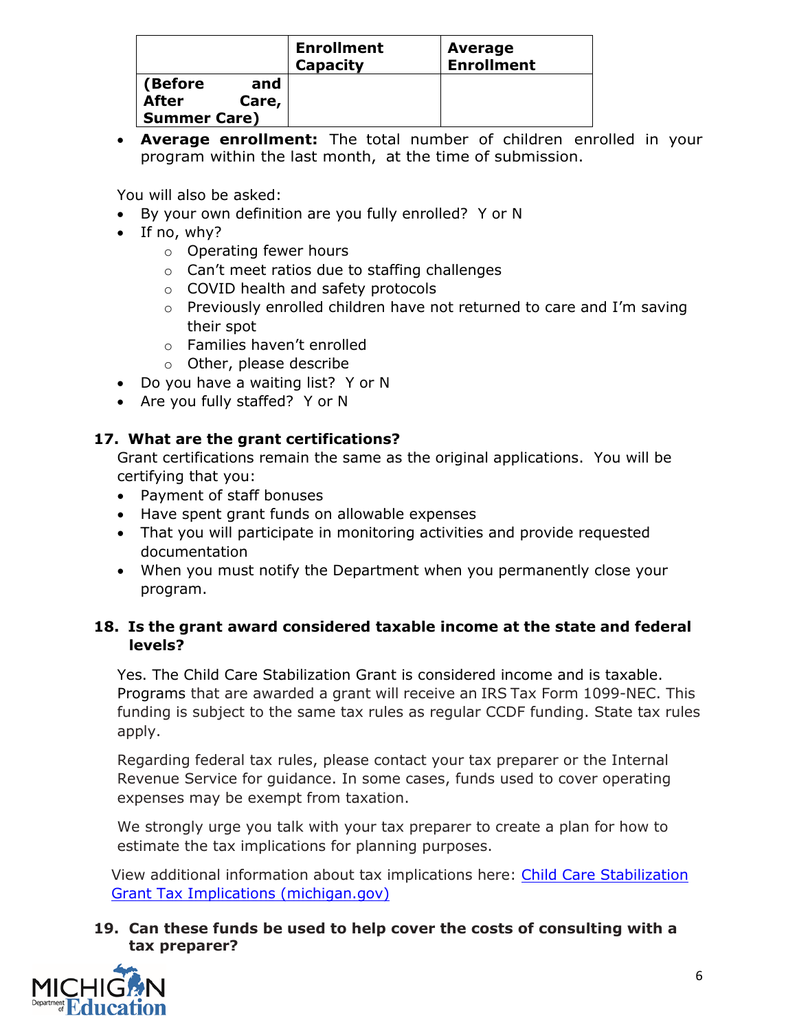| | Enrollment Capacity | Average Enrollment |
|---|---|---|
| (Before and After Care, Summer Care) | | |

- **Average enrollment:** The total number of children enrolled in your program within the last month, at the time of submission.

You will also be asked:

- By your own definition are you fully enrolled? Y or N
- If no, why?
  - Operating fewer hours
  - Can't meet ratios due to staffing challenges
  - COVID health and safety protocols
  - Previously enrolled children have not returned to care and I'm saving their spot
  - Families haven't enrolled
  - Other, please describe
- Do you have a waiting list? Y or N
- Are you fully staffed? Y or N

### 17. What are the grant certifications?

Grant certifications remain the same as the original applications. You will be certifying that you:

- Payment of staff bonuses
- Have spent grant funds on allowable expenses
- That you will participate in monitoring activities and provide requested documentation
- When you must notify the Department when you permanently close your program.

### 18. Is the grant award considered taxable income at the state and federal levels?

Yes. The Child Care Stabilization Grant is considered income and is taxable. Programs that are awarded a grant will receive an IRS Tax Form 1099-NEC. This funding is subject to the same tax rules as regular CCDF funding. State tax rules apply.

Regarding federal tax rules, please contact your tax preparer or the Internal Revenue Service for guidance. In some cases, funds used to cover operating expenses may be exempt from taxation.

We strongly urge you talk with your tax preparer to create a plan for how to estimate the tax implications for planning purposes.

View additional information about tax implications here: [Child Care Stabilization Grant Tax Implications (michigan.gov)]

### 19. Can these funds be used to help cover the costs of consulting with a tax preparer?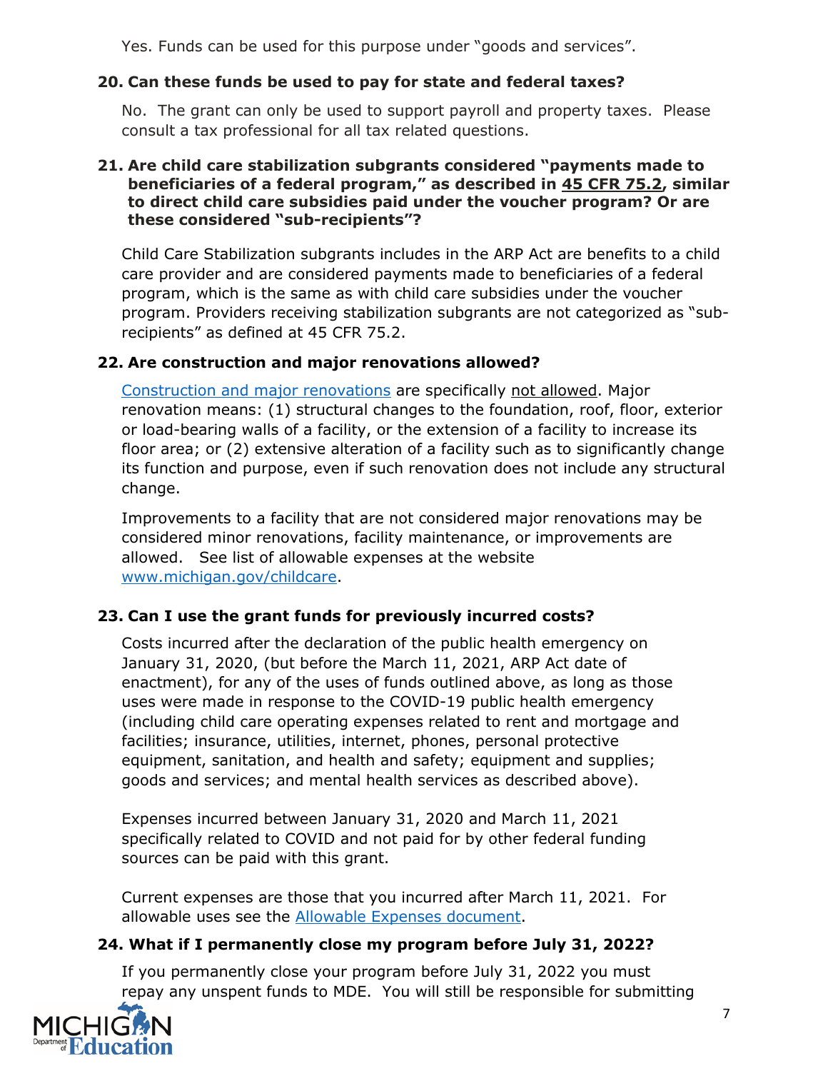Yes. Funds can be used for this purpose under "goods and services".

**20. Can these funds be used to pay for state and federal taxes?**

No. The grant can only be used to support payroll and property taxes. Please consult a tax professional for all tax related questions.

**21. Are child care stabilization subgrants considered "payments made to beneficiaries of a federal program," as described in 45 CFR 75.2, similar to direct child care subsidies paid under the voucher program? Or are these considered "sub-recipients"?**

Child Care Stabilization subgrants includes in the ARP Act are benefits to a child care provider and are considered payments made to beneficiaries of a federal program, which is the same as with child care subsidies under the voucher program. Providers receiving stabilization subgrants are not categorized as "sub-recipients" as defined at 45 CFR 75.2.

**22. Are construction and major renovations allowed?**

Construction and major renovations are specifically not allowed. Major renovation means: (1) structural changes to the foundation, roof, floor, exterior or load-bearing walls of a facility, or the extension of a facility to increase its floor area; or (2) extensive alteration of a facility such as to significantly change its function and purpose, even if such renovation does not include any structural change.

Improvements to a facility that are not considered major renovations may be considered minor renovations, facility maintenance, or improvements are allowed. See list of allowable expenses at the website www.michigan.gov/childcare.

**23. Can I use the grant funds for previously incurred costs?**

Costs incurred after the declaration of the public health emergency on January 31, 2020, (but before the March 11, 2021, ARP Act date of enactment), for any of the uses of funds outlined above, as long as those uses were made in response to the COVID-19 public health emergency (including child care operating expenses related to rent and mortgage and facilities; insurance, utilities, internet, phones, personal protective equipment, sanitation, and health and safety; equipment and supplies; goods and services; and mental health services as described above).

Expenses incurred between January 31, 2020 and March 11, 2021 specifically related to COVID and not paid for by other federal funding sources can be paid with this grant.

Current expenses are those that you incurred after March 11, 2021. For allowable uses see the Allowable Expenses document.

**24. What if I permanently close my program before July 31, 2022?**

If you permanently close your program before July 31, 2022 you must repay any unspent funds to MDE. You will still be responsible for submitting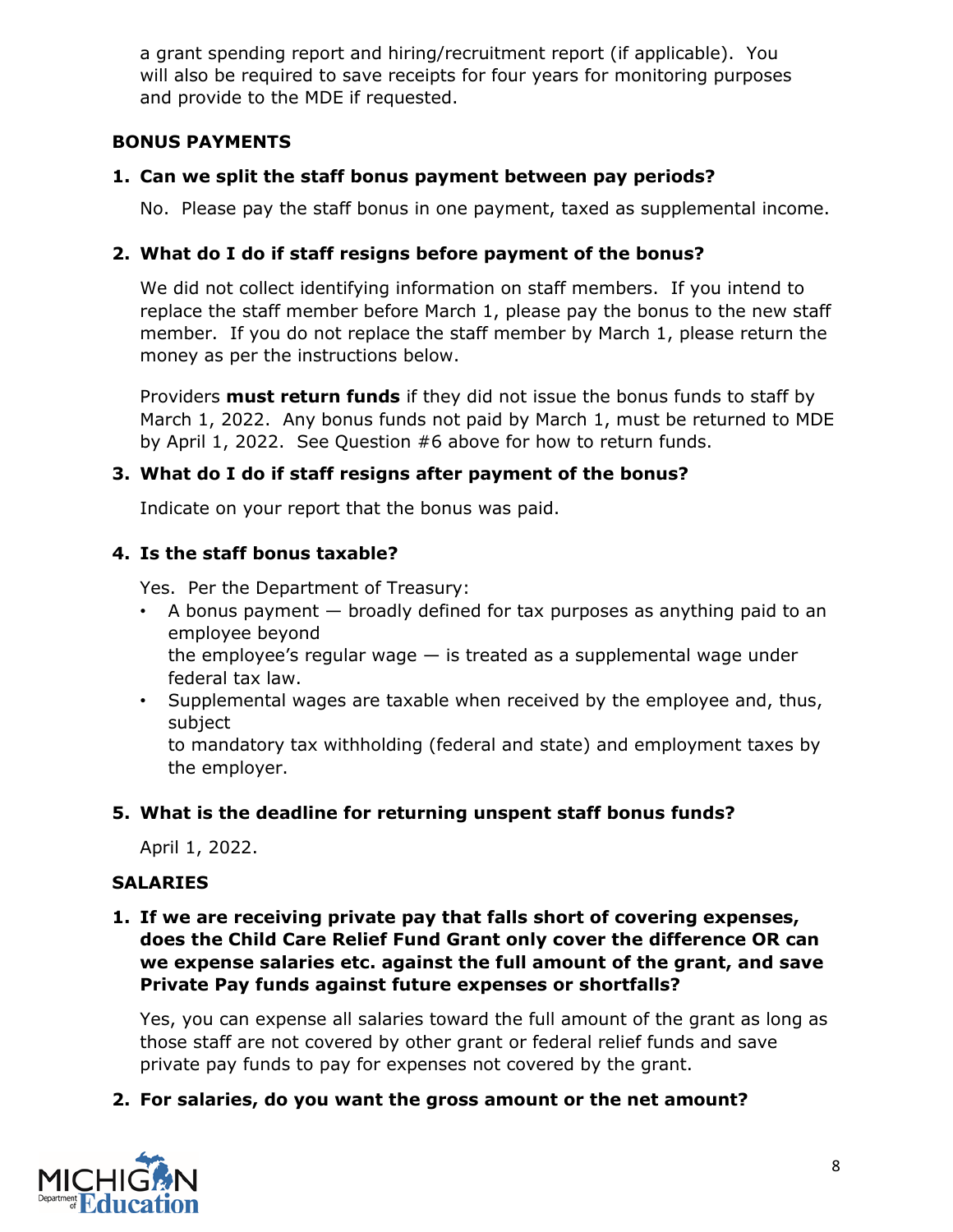a grant spending report and hiring/recruitment report (if applicable). You will also be required to save receipts for four years for monitoring purposes and provide to the MDE if requested.

**BONUS PAYMENTS**

1. **Can we split the staff bonus payment between pay periods?**

   No. Please pay the staff bonus in one payment, taxed as supplemental income.

2. **What do I do if staff resigns before payment of the bonus?**

   We did not collect identifying information on staff members. If you intend to replace the staff member before March 1, please pay the bonus to the new staff member. If you do not replace the staff member by March 1, please return the money as per the instructions below.

   Providers **must return funds** if they did not issue the bonus funds to staff by March 1, 2022. Any bonus funds not paid by March 1, must be returned to MDE by April 1, 2022. See Question #6 above for how to return funds.

3. **What do I do if staff resigns after payment of the bonus?**

   Indicate on your report that the bonus was paid.

4. **Is the staff bonus taxable?**

   Yes. Per the Department of Treasury:
   - A bonus payment — broadly defined for tax purposes as anything paid to an employee beyond the employee's regular wage — is treated as a supplemental wage under federal tax law.
   - Supplemental wages are taxable when received by the employee and, thus, subject to mandatory tax withholding (federal and state) and employment taxes by the employer.

5. **What is the deadline for returning unspent staff bonus funds?**

   April 1, 2022.

**SALARIES**

1. **If we are receiving private pay that falls short of covering expenses, does the Child Care Relief Fund Grant only cover the difference OR can we expense salaries etc. against the full amount of the grant, and save Private Pay funds against future expenses or shortfalls?**

   Yes, you can expense all salaries toward the full amount of the grant as long as those staff are not covered by other grant or federal relief funds and save private pay funds to pay for expenses not covered by the grant.

2. **For salaries, do you want the gross amount or the net amount?**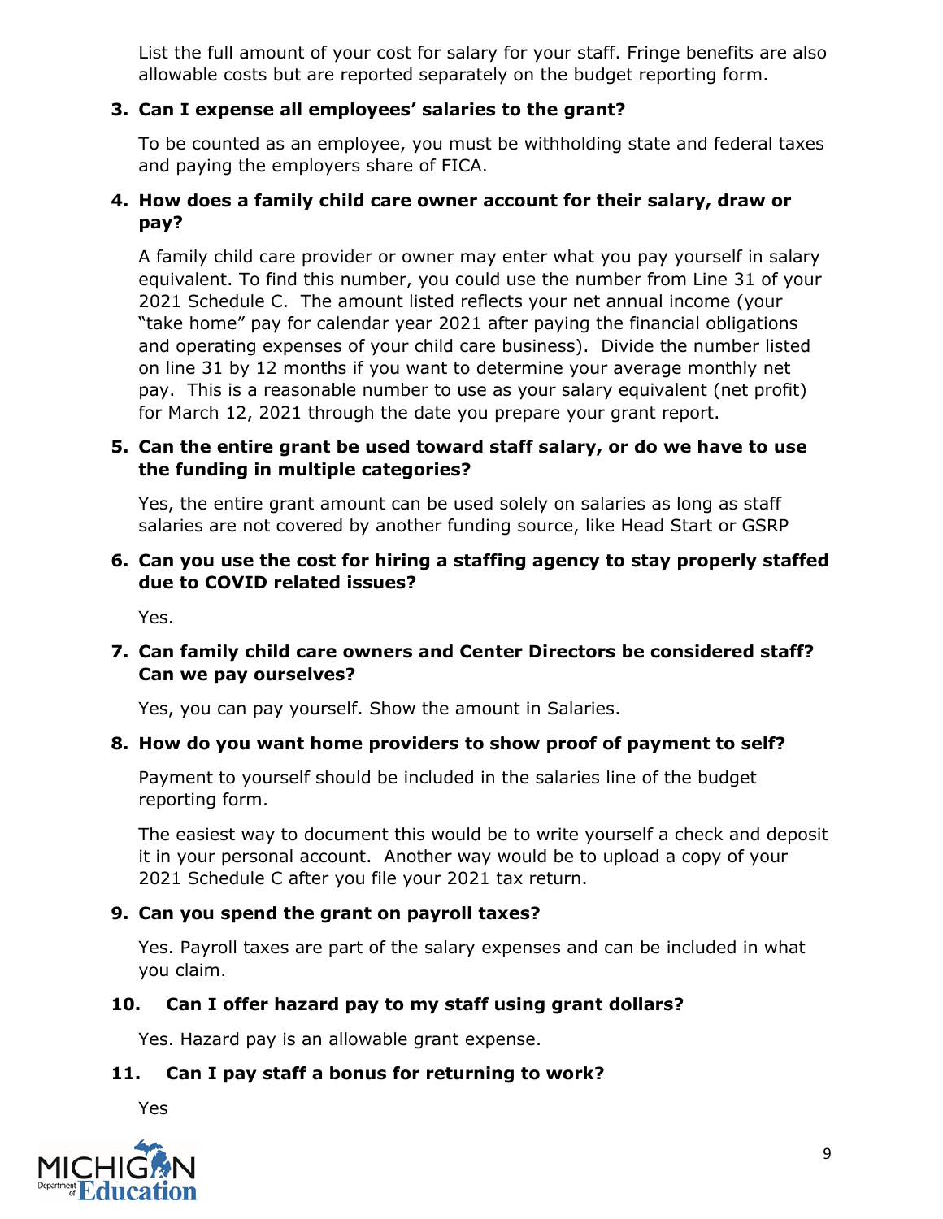List the full amount of your cost for salary for your staff. Fringe benefits are also allowable costs but are reported separately on the budget reporting form.

**3. Can I expense all employees' salaries to the grant?**

To be counted as an employee, you must be withholding state and federal taxes and paying the employers share of FICA.

**4. How does a family child care owner account for their salary, draw or pay?**

A family child care provider or owner may enter what you pay yourself in salary equivalent. To find this number, you could use the number from Line 31 of your 2021 Schedule C. The amount listed reflects your net annual income (your "take home" pay for calendar year 2021 after paying the financial obligations and operating expenses of your child care business). Divide the number listed on line 31 by 12 months if you want to determine your average monthly net pay. This is a reasonable number to use as your salary equivalent (net profit) for March 12, 2021 through the date you prepare your grant report.

**5. Can the entire grant be used toward staff salary, or do we have to use the funding in multiple categories?**

Yes, the entire grant amount can be used solely on salaries as long as staff salaries are not covered by another funding source, like Head Start or GSRP

**6. Can you use the cost for hiring a staffing agency to stay properly staffed due to COVID related issues?**

Yes.

**7. Can family child care owners and Center Directors be considered staff? Can we pay ourselves?**

Yes, you can pay yourself. Show the amount in Salaries.

**8. How do you want home providers to show proof of payment to self?**

Payment to yourself should be included in the salaries line of the budget reporting form.

The easiest way to document this would be to write yourself a check and deposit it in your personal account. Another way would be to upload a copy of your 2021 Schedule C after you file your 2021 tax return.

**9. Can you spend the grant on payroll taxes?**

Yes. Payroll taxes are part of the salary expenses and can be included in what you claim.

**10. Can I offer hazard pay to my staff using grant dollars?**

Yes. Hazard pay is an allowable grant expense.

**11. Can I pay staff a bonus for returning to work?**

Yes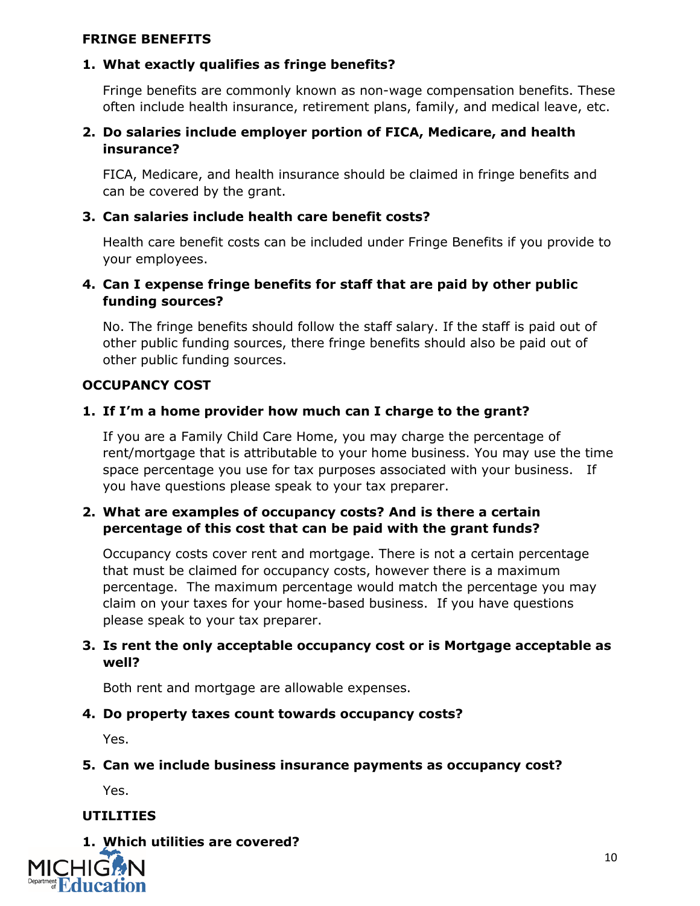**FRINGE BENEFITS**

1. **What exactly qualifies as fringe benefits?**

   Fringe benefits are commonly known as non-wage compensation benefits. These often include health insurance, retirement plans, family, and medical leave, etc.

2. **Do salaries include employer portion of FICA, Medicare, and health insurance?**

   FICA, Medicare, and health insurance should be claimed in fringe benefits and can be covered by the grant.

3. **Can salaries include health care benefit costs?**

   Health care benefit costs can be included under Fringe Benefits if you provide to your employees.

4. **Can I expense fringe benefits for staff that are paid by other public funding sources?**

   No. The fringe benefits should follow the staff salary. If the staff is paid out of other public funding sources, there fringe benefits should also be paid out of other public funding sources.

**OCCUPANCY COST**

1. **If I'm a home provider how much can I charge to the grant?**

   If you are a Family Child Care Home, you may charge the percentage of rent/mortgage that is attributable to your home business. You may use the time space percentage you use for tax purposes associated with your business. If you have questions please speak to your tax preparer.

2. **What are examples of occupancy costs? And is there a certain percentage of this cost that can be paid with the grant funds?**

   Occupancy costs cover rent and mortgage. There is not a certain percentage that must be claimed for occupancy costs, however there is a maximum percentage. The maximum percentage would match the percentage you may claim on your taxes for your home-based business. If you have questions please speak to your tax preparer.

3. **Is rent the only acceptable occupancy cost or is Mortgage acceptable as well?**

   Both rent and mortgage are allowable expenses.

4. **Do property taxes count towards occupancy costs?**

   Yes.

5. **Can we include business insurance payments as occupancy cost?**

   Yes.

**UTILITIES**

1. **Which utilities are covered?**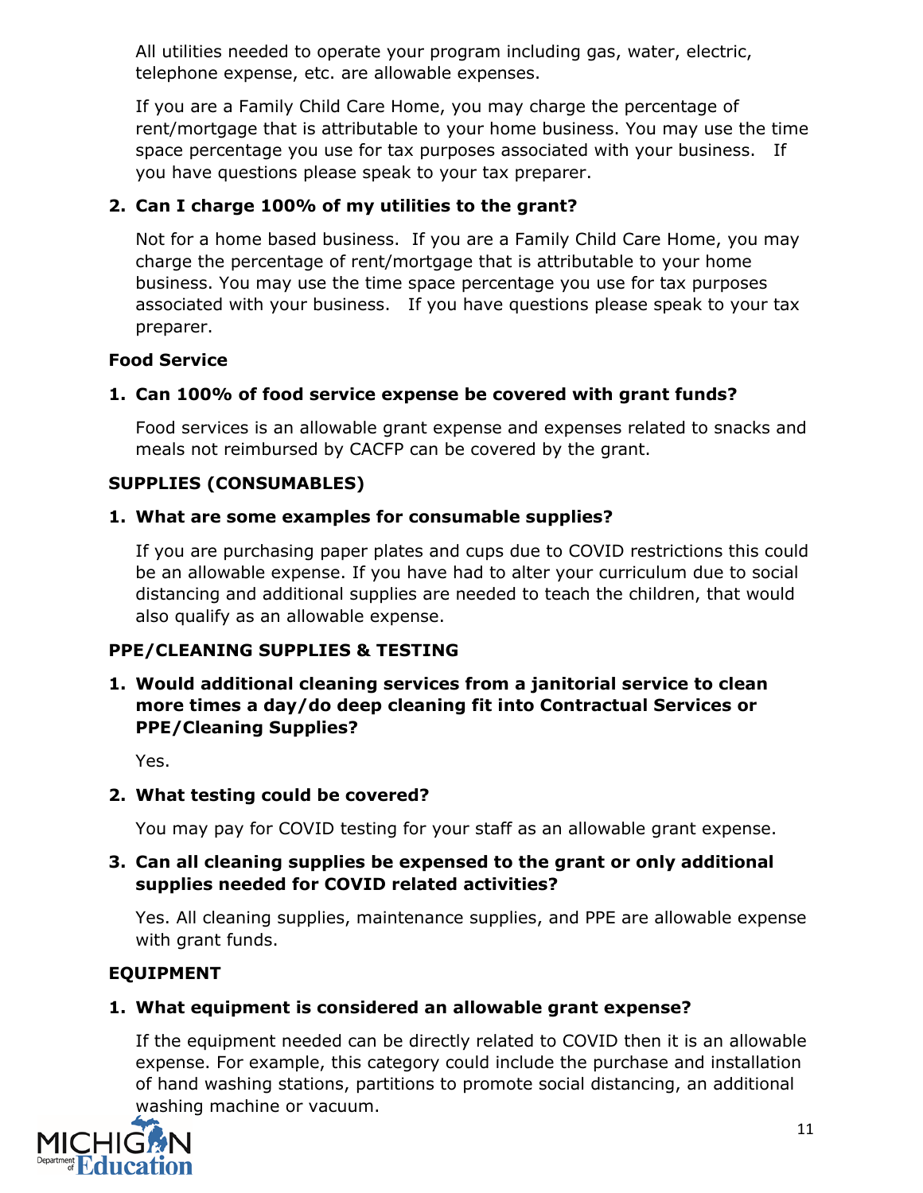All utilities needed to operate your program including gas, water, electric, telephone expense, etc. are allowable expenses.

If you are a Family Child Care Home, you may charge the percentage of rent/mortgage that is attributable to your home business. You may use the time space percentage you use for tax purposes associated with your business. If you have questions please speak to your tax preparer.

2. **Can I charge 100% of my utilities to the grant?**

   Not for a home based business. If you are a Family Child Care Home, you may charge the percentage of rent/mortgage that is attributable to your home business. You may use the time space percentage you use for tax purposes associated with your business. If you have questions please speak to your tax preparer.

**Food Service**

1. **Can 100% of food service expense be covered with grant funds?**

   Food services is an allowable grant expense and expenses related to snacks and meals not reimbursed by CACFP can be covered by the grant.

**SUPPLIES (CONSUMABLES)**

1. **What are some examples for consumable supplies?**

   If you are purchasing paper plates and cups due to COVID restrictions this could be an allowable expense. If you have had to alter your curriculum due to social distancing and additional supplies are needed to teach the children, that would also qualify as an allowable expense.

**PPE/CLEANING SUPPLIES & TESTING**

1. **Would additional cleaning services from a janitorial service to clean more times a day/do deep cleaning fit into Contractual Services or PPE/Cleaning Supplies?**

   Yes.

2. **What testing could be covered?**

   You may pay for COVID testing for your staff as an allowable grant expense.

3. **Can all cleaning supplies be expensed to the grant or only additional supplies needed for COVID related activities?**

   Yes. All cleaning supplies, maintenance supplies, and PPE are allowable expense with grant funds.

**EQUIPMENT**

1. **What equipment is considered an allowable grant expense?**

   If the equipment needed can be directly related to COVID then it is an allowable expense. For example, this category could include the purchase and installation of hand washing stations, partitions to promote social distancing, an additional washing machine or vacuum.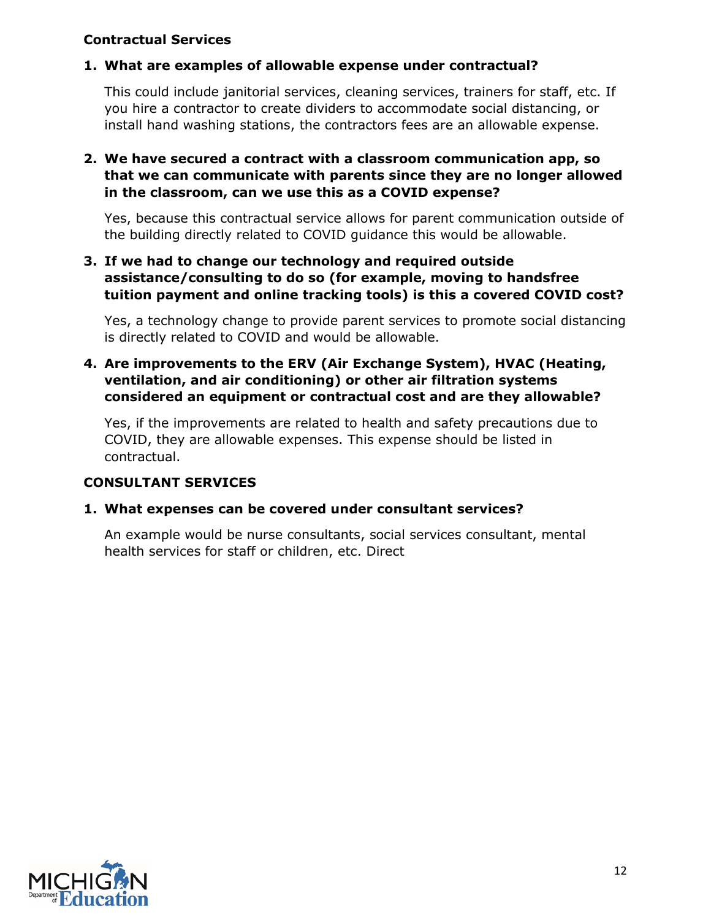**Contractual Services**

1. **What are examples of allowable expense under contractual?**

   This could include janitorial services, cleaning services, trainers for staff, etc. If you hire a contractor to create dividers to accommodate social distancing, or install hand washing stations, the contractors fees are an allowable expense.

2. **We have secured a contract with a classroom communication app, so that we can communicate with parents since they are no longer allowed in the classroom, can we use this as a COVID expense?**

   Yes, because this contractual service allows for parent communication outside of the building directly related to COVID guidance this would be allowable.

3. **If we had to change our technology and required outside assistance/consulting to do so (for example, moving to handsfree tuition payment and online tracking tools) is this a covered COVID cost?**

   Yes, a technology change to provide parent services to promote social distancing is directly related to COVID and would be allowable.

4. **Are improvements to the ERV (Air Exchange System), HVAC (Heating, ventilation, and air conditioning) or other air filtration systems considered an equipment or contractual cost and are they allowable?**

   Yes, if the improvements are related to health and safety precautions due to COVID, they are allowable expenses. This expense should be listed in contractual.

**CONSULTANT SERVICES**

1. **What expenses can be covered under consultant services?**

   An example would be nurse consultants, social services consultant, mental health services for staff or children, etc. Direct